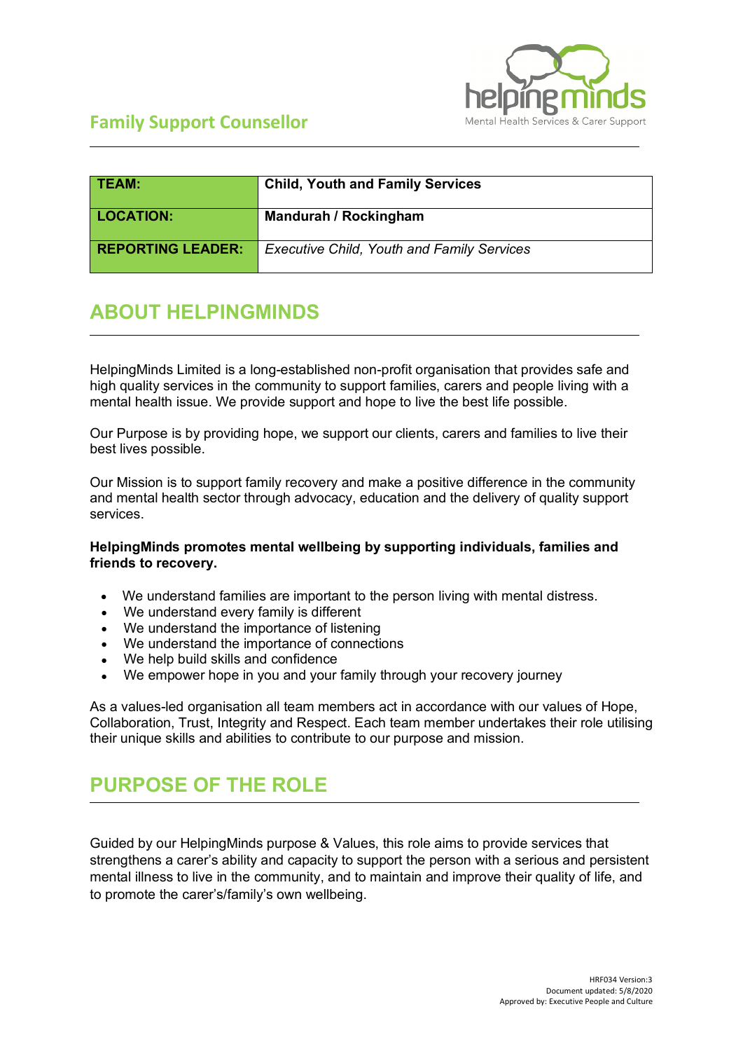# Family Support Counsellor

| TEAM: | Child, Youth and Family Services |
|---|---|
| LOCATION: | Mandurah / Rockingham |
| REPORTING LEADER: | *Executive Child, Youth and Family Services* |

## ABOUT HELPINGMINDS

HelpingMinds Limited is a long-established non-profit organisation that provides safe and high quality services in the community to support families, carers and people living with a mental health issue. We provide support and hope to live the best life possible.

Our Purpose is by providing hope, we support our clients, carers and families to live their best lives possible.

Our Mission is to support family recovery and make a positive difference in the community and mental health sector through advocacy, education and the delivery of quality support services.

**HelpingMinds promotes mental wellbeing by supporting individuals, families and friends to recovery.**

- We understand families are important to the person living with mental distress.
- We understand every family is different
- We understand the importance of listening
- We understand the importance of connections
- We help build skills and confidence
- We empower hope in you and your family through your recovery journey

As a values-led organisation all team members act in accordance with our values of Hope, Collaboration, Trust, Integrity and Respect. Each team member undertakes their role utilising their unique skills and abilities to contribute to our purpose and mission.

## PURPOSE OF THE ROLE

Guided by our HelpingMinds purpose & Values, this role aims to provide services that strengthens a carer's ability and capacity to support the person with a serious and persistent mental illness to live in the community, and to maintain and improve their quality of life, and to promote the carer's/family's own wellbeing.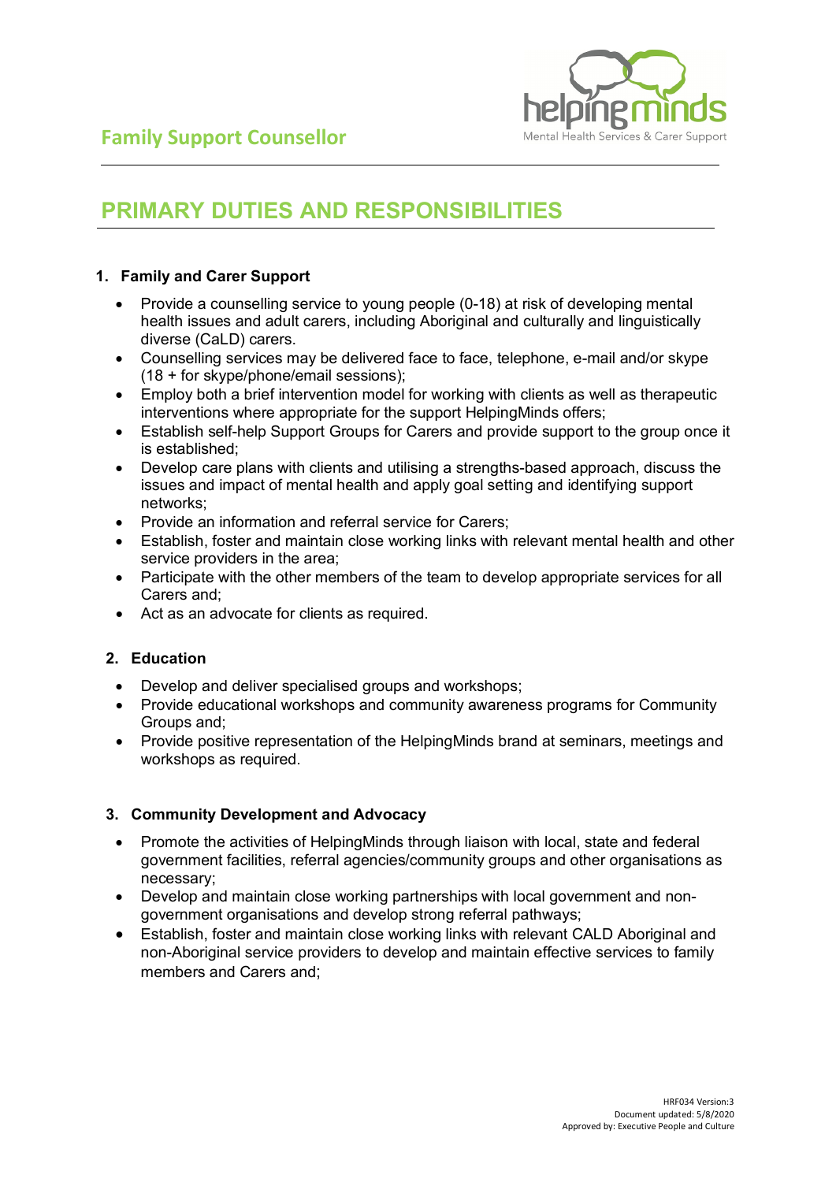# PRIMARY DUTIES AND RESPONSIBILITIES

## 1. Family and Carer Support

- Provide a counselling service to young people (0-18) at risk of developing mental health issues and adult carers, including Aboriginal and culturally and linguistically diverse (CaLD) carers.
- Counselling services may be delivered face to face, telephone, e-mail and/or skype (18 + for skype/phone/email sessions);
- Employ both a brief intervention model for working with clients as well as therapeutic interventions where appropriate for the support HelpingMinds offers;
- Establish self-help Support Groups for Carers and provide support to the group once it is established;
- Develop care plans with clients and utilising a strengths-based approach, discuss the issues and impact of mental health and apply goal setting and identifying support networks;
- Provide an information and referral service for Carers;
- Establish, foster and maintain close working links with relevant mental health and other service providers in the area;
- Participate with the other members of the team to develop appropriate services for all Carers and;
- Act as an advocate for clients as required.

## 2. Education

- Develop and deliver specialised groups and workshops;
- Provide educational workshops and community awareness programs for Community Groups and;
- Provide positive representation of the HelpingMinds brand at seminars, meetings and workshops as required.

## 3. Community Development and Advocacy

- Promote the activities of HelpingMinds through liaison with local, state and federal government facilities, referral agencies/community groups and other organisations as necessary;
- Develop and maintain close working partnerships with local government and non-government organisations and develop strong referral pathways;
- Establish, foster and maintain close working links with relevant CALD Aboriginal and non-Aboriginal service providers to develop and maintain effective services to family members and Carers and;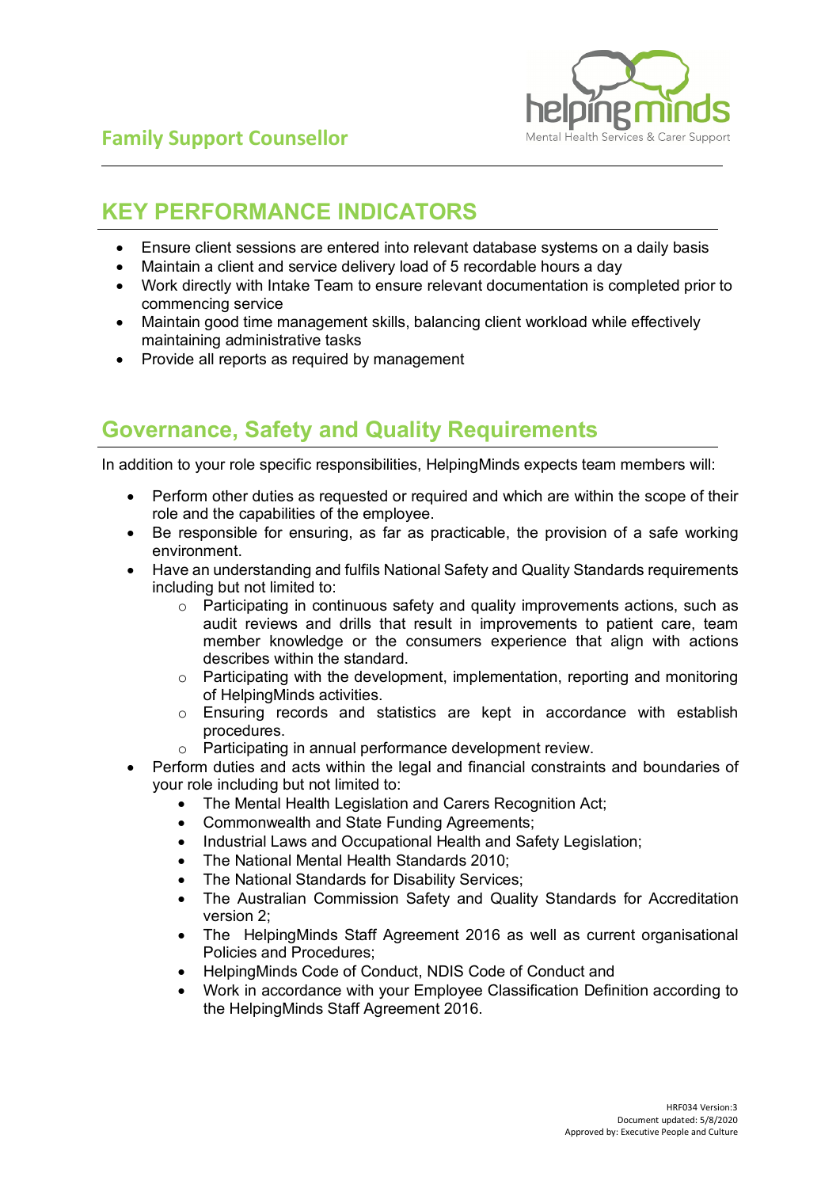## KEY PERFORMANCE INDICATORS

- Ensure client sessions are entered into relevant database systems on a daily basis
- Maintain a client and service delivery load of 5 recordable hours a day
- Work directly with Intake Team to ensure relevant documentation is completed prior to commencing service
- Maintain good time management skills, balancing client workload while effectively maintaining administrative tasks
- Provide all reports as required by management

## Governance, Safety and Quality Requirements

In addition to your role specific responsibilities, HelpingMinds expects team members will:

- Perform other duties as requested or required and which are within the scope of their role and the capabilities of the employee.
- Be responsible for ensuring, as far as practicable, the provision of a safe working environment.
- Have an understanding and fulfils National Safety and Quality Standards requirements including but not limited to:
    - Participating in continuous safety and quality improvements actions, such as audit reviews and drills that result in improvements to patient care, team member knowledge or the consumers experience that align with actions describes within the standard.
    - Participating with the development, implementation, reporting and monitoring of HelpingMinds activities.
    - Ensuring records and statistics are kept in accordance with establish procedures.
    - Participating in annual performance development review.
- Perform duties and acts within the legal and financial constraints and boundaries of your role including but not limited to:
    - The Mental Health Legislation and Carers Recognition Act;
    - Commonwealth and State Funding Agreements;
    - Industrial Laws and Occupational Health and Safety Legislation;
    - The National Mental Health Standards 2010;
    - The National Standards for Disability Services;
    - The Australian Commission Safety and Quality Standards for Accreditation version 2;
    - The HelpingMinds Staff Agreement 2016 as well as current organisational Policies and Procedures;
    - HelpingMinds Code of Conduct, NDIS Code of Conduct and
    - Work in accordance with your Employee Classification Definition according to the HelpingMinds Staff Agreement 2016.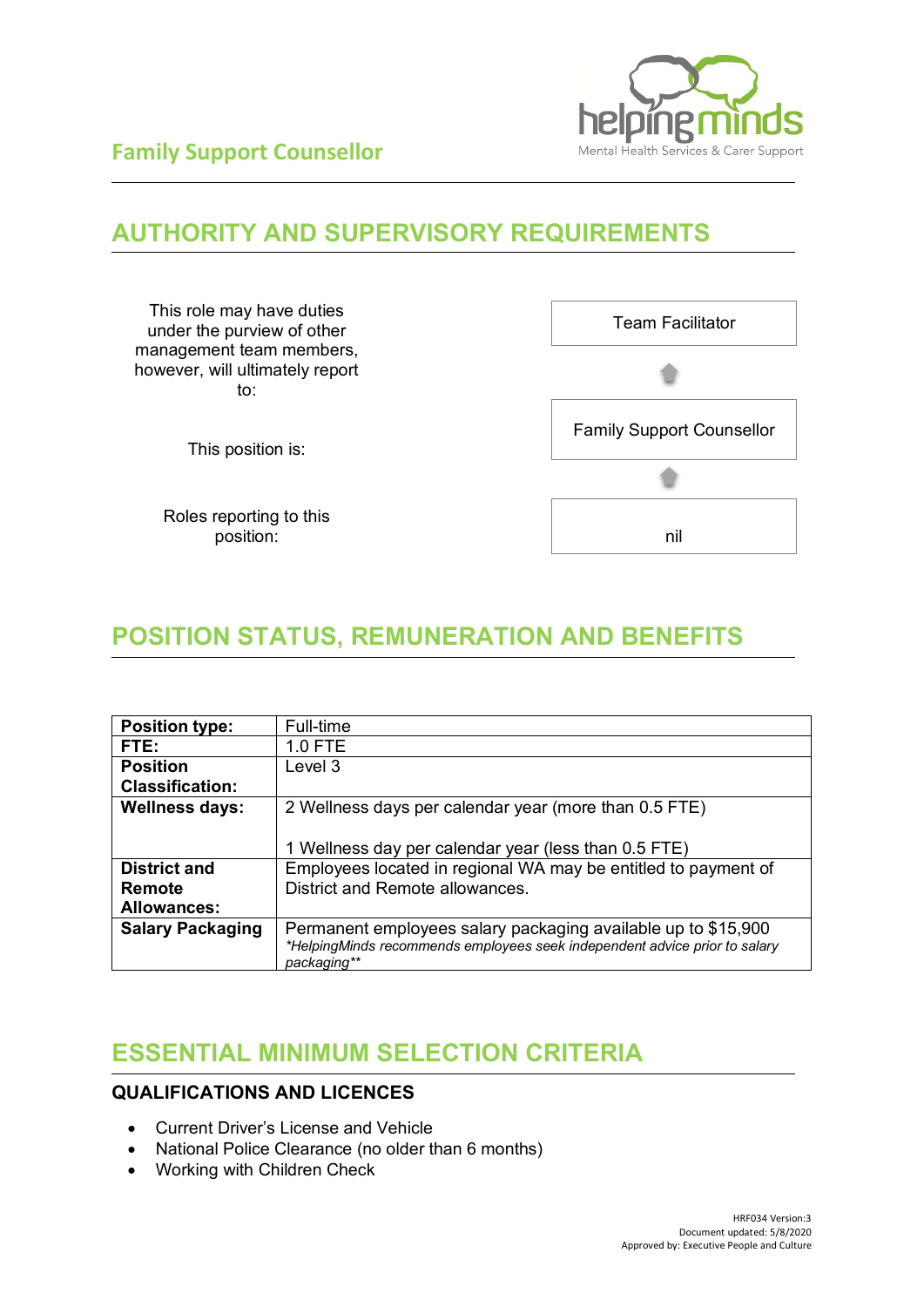## Family Support Counsellor

# AUTHORITY AND SUPERVISORY REQUIREMENTS

| | |
|---|---|
| This role may have duties under the purview of other management team members, however, will ultimately report to: | Team Facilitator |
| This position is: | Family Support Counsellor |
| Roles reporting to this position: | nil |

# POSITION STATUS, REMUNERATION AND BENEFITS

| | |
|---|---|
| **Position type:** | Full-time |
| **FTE:** | 1.0 FTE |
| **Position Classification:** | Level 3 |
| **Wellness days:** | 2 Wellness days per calendar year (more than 0.5 FTE)<br><br>1 Wellness day per calendar year (less than 0.5 FTE) |
| **District and Remote Allowances:** | Employees located in regional WA may be entitled to payment of District and Remote allowances. |
| **Salary Packaging** | Permanent employees salary packaging available up to $15,900<br>*\*HelpingMinds recommends employees seek independent advice prior to salary packaging\*\** |

# ESSENTIAL MINIMUM SELECTION CRITERIA

## QUALIFICATIONS AND LICENCES

- Current Driver's License and Vehicle
- National Police Clearance (no older than 6 months)
- Working with Children Check

HRF034 Version:3
Document updated: 5/8/2020
Approved by: Executive People and Culture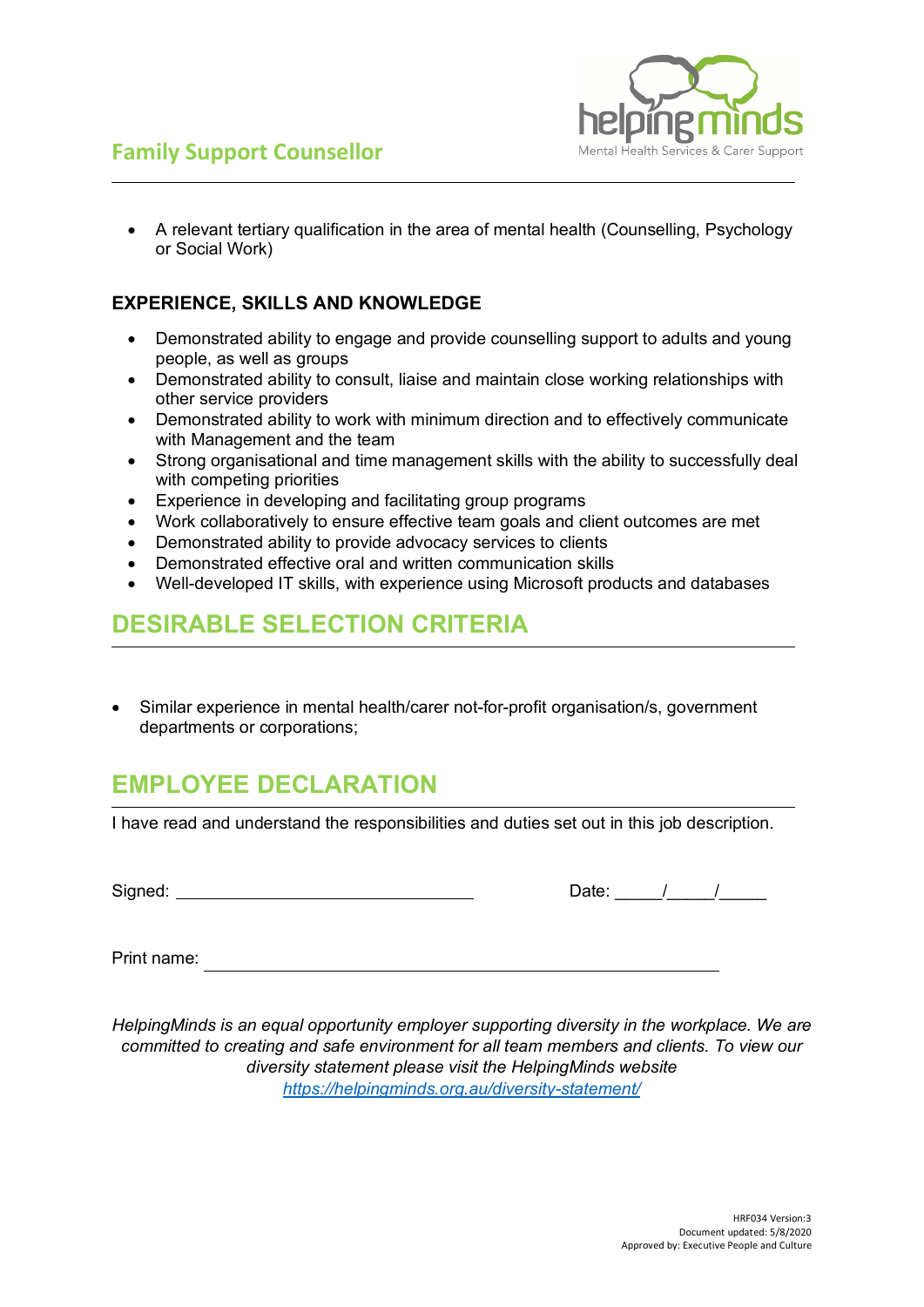- A relevant tertiary qualification in the area of mental health (Counselling, Psychology or Social Work)

### EXPERIENCE, SKILLS AND KNOWLEDGE

- Demonstrated ability to engage and provide counselling support to adults and young people, as well as groups
- Demonstrated ability to consult, liaise and maintain close working relationships with other service providers
- Demonstrated ability to work with minimum direction and to effectively communicate with Management and the team
- Strong organisational and time management skills with the ability to successfully deal with competing priorities
- Experience in developing and facilitating group programs
- Work collaboratively to ensure effective team goals and client outcomes are met
- Demonstrated ability to provide advocacy services to clients
- Demonstrated effective oral and written communication skills
- Well-developed IT skills, with experience using Microsoft products and databases

## DESIRABLE SELECTION CRITERIA

- Similar experience in mental health/carer not-for-profit organisation/s, government departments or corporations;

## EMPLOYEE DECLARATION

I have read and understand the responsibilities and duties set out in this job description.

Signed: ________________________________ Date: _____/_____/_____

Print name: ________________________________________________

*HelpingMinds is an equal opportunity employer supporting diversity in the workplace. We are committed to creating and safe environment for all team members and clients. To view our diversity statement please visit the HelpingMinds website* *https://helpingminds.org.au/diversity-statement/*

HRF034 Version:3
Document updated: 5/8/2020
Approved by: Executive People and Culture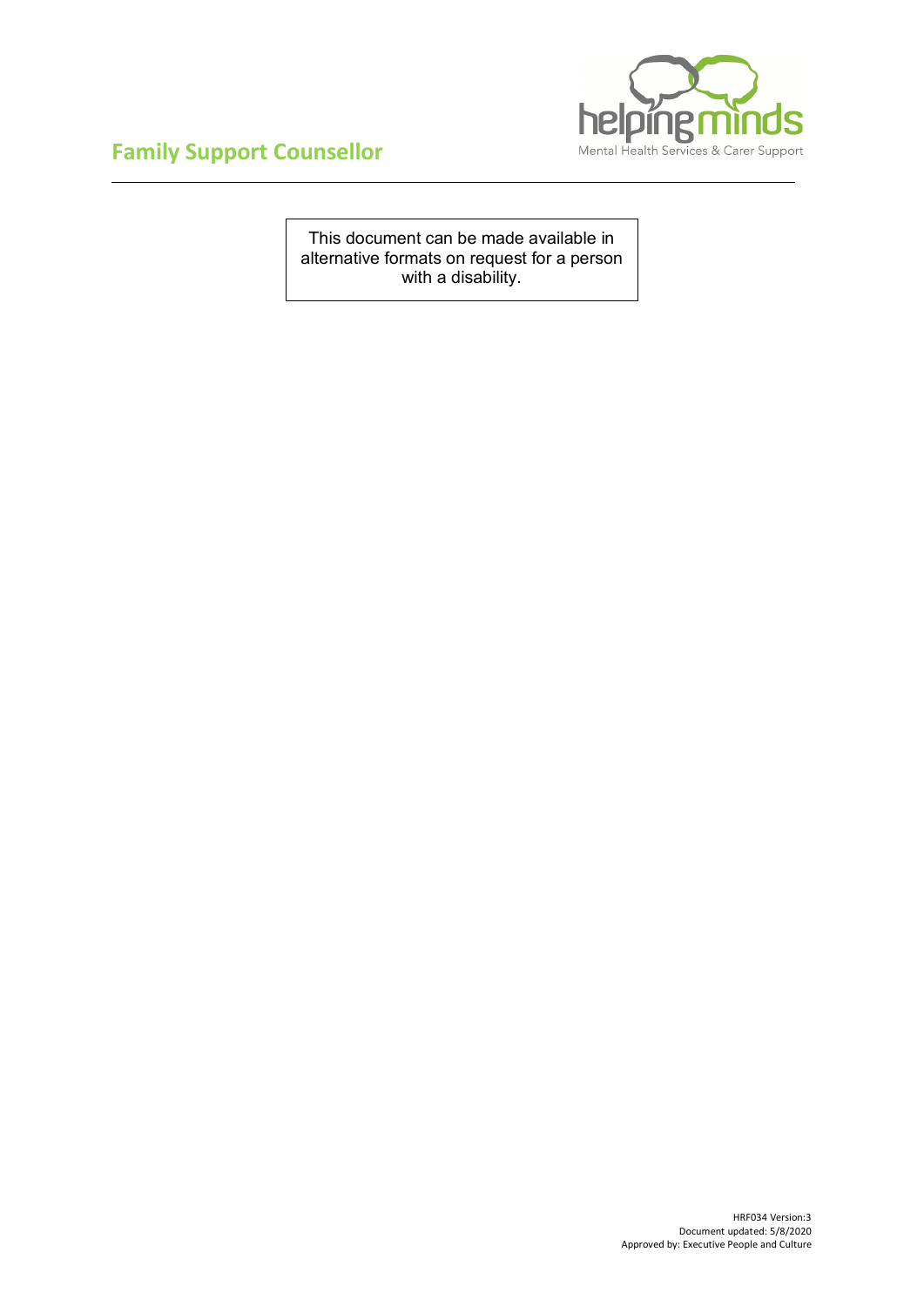# Family Support Counsellor

This document can be made available in alternative formats on request for a person with a disability.

HRF034 Version:3
Document updated: 5/8/2020
Approved by: Executive People and Culture